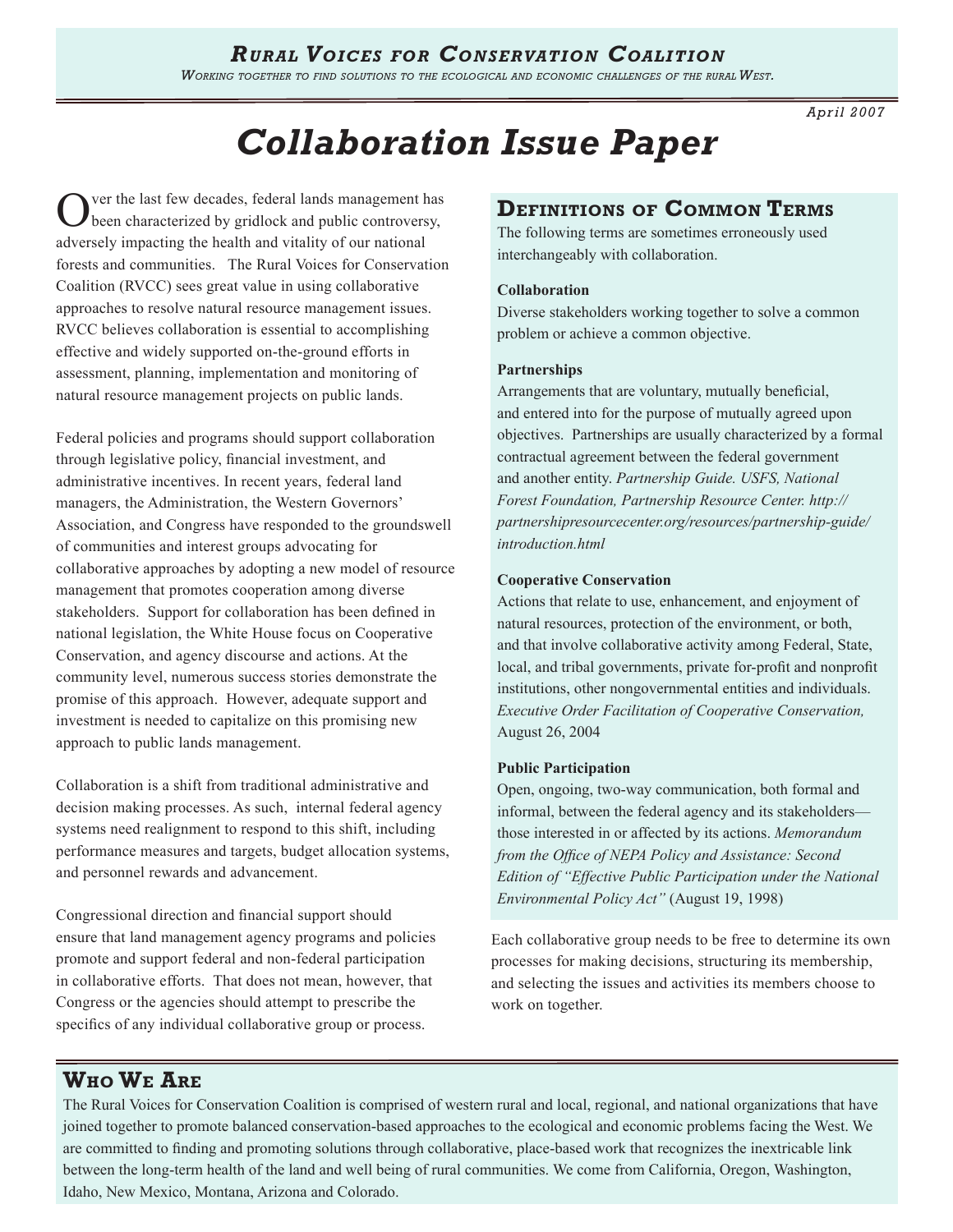# Rural Voices for Conservation Coalition

*Working together to find solutions to the ecological and economic challenges of the rural West.*

*April 2007*

# Collaboration Issue Paper

Over the last few decades, federal lands management has been characterized by gridlock and public controversy, adversely impacting the health and vitality of our national forests and communities. The Rural Voices for Conservation Coalition (RVCC) sees great value in using collaborative approaches to resolve natural resource management issues. RVCC believes collaboration is essential to accomplishing effective and widely supported on-the-ground efforts in assessment, planning, implementation and monitoring of natural resource management projects on public lands.

Federal policies and programs should support collaboration through legislative policy, financial investment, and administrative incentives. In recent years, federal land managers, the Administration, the Western Governors' Association, and Congress have responded to the groundswell of communities and interest groups advocating for collaborative approaches by adopting a new model of resource management that promotes cooperation among diverse stakeholders. Support for collaboration has been defined in national legislation, the White House focus on Cooperative Conservation, and agency discourse and actions. At the community level, numerous success stories demonstrate the promise of this approach. However, adequate support and investment is needed to capitalize on this promising new approach to public lands management.

Collaboration is a shift from traditional administrative and decision making processes. As such, internal federal agency systems need realignment to respond to this shift, including performance measures and targets, budget allocation systems, and personnel rewards and advancement.

Congressional direction and financial support should ensure that land management agency programs and policies promote and support federal and non-federal participation in collaborative efforts. That does not mean, however, that Congress or the agencies should attempt to prescribe the specifics of any individual collaborative group or process.

## Definitions of Common Terms

The following terms are sometimes erroneously used interchangeably with collaboration.

**Collaboration**
Diverse stakeholders working together to solve a common problem or achieve a common objective.

**Partnerships**
Arrangements that are voluntary, mutually beneficial, and entered into for the purpose of mutually agreed upon objectives. Partnerships are usually characterized by a formal contractual agreement between the federal government and another entity. *Partnership Guide. USFS, National Forest Foundation, Partnership Resource Center. http://partnershipresourcecenter.org/resources/partnership-guide/introduction.html*

**Cooperative Conservation**
Actions that relate to use, enhancement, and enjoyment of natural resources, protection of the environment, or both, and that involve collaborative activity among Federal, State, local, and tribal governments, private for-profit and nonprofit institutions, other nongovernmental entities and individuals. *Executive Order Facilitation of Cooperative Conservation,* August 26, 2004

**Public Participation**
Open, ongoing, two-way communication, both formal and informal, between the federal agency and its stakeholders—those interested in or affected by its actions. *Memorandum from the Office of NEPA Policy and Assistance: Second Edition of "Effective Public Participation under the National Environmental Policy Act"* (August 19, 1998)

Each collaborative group needs to be free to determine its own processes for making decisions, structuring its membership, and selecting the issues and activities its members choose to work on together.

## Who We Are

The Rural Voices for Conservation Coalition is comprised of western rural and local, regional, and national organizations that have joined together to promote balanced conservation-based approaches to the ecological and economic problems facing the West. We are committed to finding and promoting solutions through collaborative, place-based work that recognizes the inextricable link between the long-term health of the land and well being of rural communities. We come from California, Oregon, Washington, Idaho, New Mexico, Montana, Arizona and Colorado.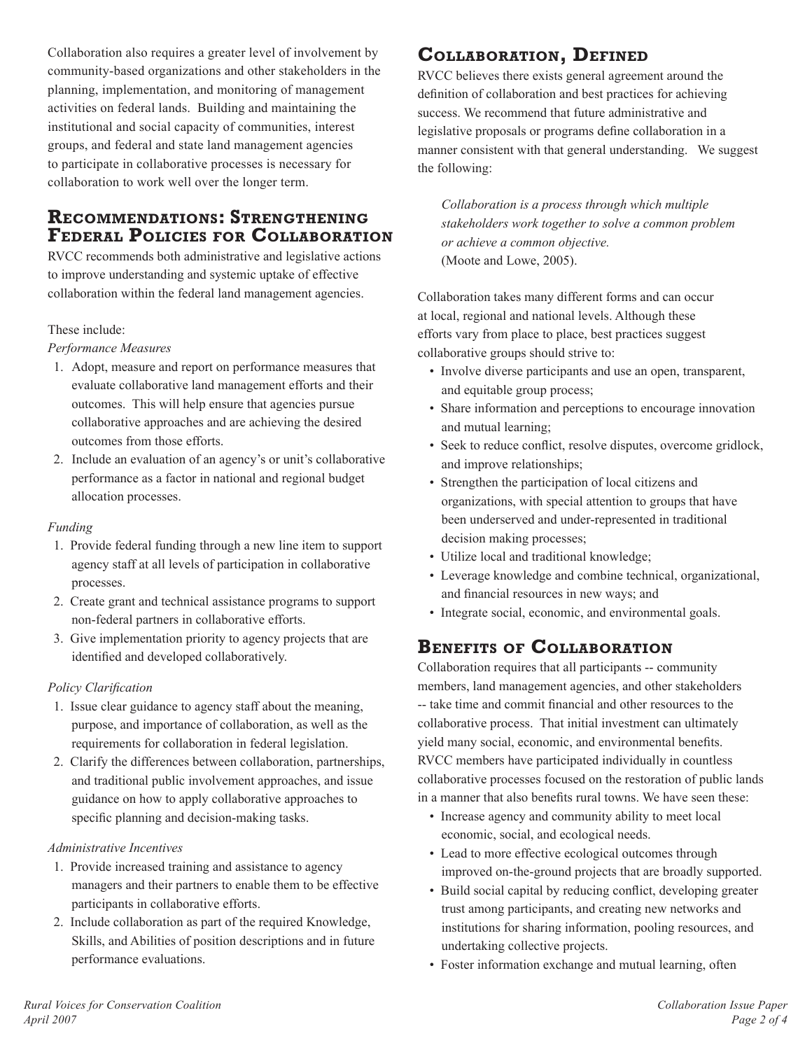Collaboration also requires a greater level of involvement by community-based organizations and other stakeholders in the planning, implementation, and monitoring of management activities on federal lands. Building and maintaining the institutional and social capacity of communities, interest groups, and federal and state land management agencies to participate in collaborative processes is necessary for collaboration to work well over the longer term.

## Recommendations: Strengthening Federal Policies for Collaboration

RVCC recommends both administrative and legislative actions to improve understanding and systemic uptake of effective collaboration within the federal land management agencies.

These include:

*Performance Measures*

1. Adopt, measure and report on performance measures that evaluate collaborative land management efforts and their outcomes. This will help ensure that agencies pursue collaborative approaches and are achieving the desired outcomes from those efforts.
2. Include an evaluation of an agency's or unit's collaborative performance as a factor in national and regional budget allocation processes.

*Funding*

1. Provide federal funding through a new line item to support agency staff at all levels of participation in collaborative processes.
2. Create grant and technical assistance programs to support non-federal partners in collaborative efforts.
3. Give implementation priority to agency projects that are identified and developed collaboratively.

*Policy Clarification*

1. Issue clear guidance to agency staff about the meaning, purpose, and importance of collaboration, as well as the requirements for collaboration in federal legislation.
2. Clarify the differences between collaboration, partnerships, and traditional public involvement approaches, and issue guidance on how to apply collaborative approaches to specific planning and decision-making tasks.

*Administrative Incentives*

1. Provide increased training and assistance to agency managers and their partners to enable them to be effective participants in collaborative efforts.
2. Include collaboration as part of the required Knowledge, Skills, and Abilities of position descriptions and in future performance evaluations.

## Collaboration, Defined

RVCC believes there exists general agreement around the definition of collaboration and best practices for achieving success. We recommend that future administrative and legislative proposals or programs define collaboration in a manner consistent with that general understanding. We suggest the following:

> *Collaboration is a process through which multiple stakeholders work together to solve a common problem or achieve a common objective.*
> (Moote and Lowe, 2005).

Collaboration takes many different forms and can occur at local, regional and national levels. Although these efforts vary from place to place, best practices suggest collaborative groups should strive to:

- Involve diverse participants and use an open, transparent, and equitable group process;
- Share information and perceptions to encourage innovation and mutual learning;
- Seek to reduce conflict, resolve disputes, overcome gridlock, and improve relationships;
- Strengthen the participation of local citizens and organizations, with special attention to groups that have been underserved and under-represented in traditional decision making processes;
- Utilize local and traditional knowledge;
- Leverage knowledge and combine technical, organizational, and financial resources in new ways; and
- Integrate social, economic, and environmental goals.

## Benefits of Collaboration

Collaboration requires that all participants -- community members, land management agencies, and other stakeholders -- take time and commit financial and other resources to the collaborative process. That initial investment can ultimately yield many social, economic, and environmental benefits. RVCC members have participated individually in countless collaborative processes focused on the restoration of public lands in a manner that also benefits rural towns. We have seen these:

- Increase agency and community ability to meet local economic, social, and ecological needs.
- Lead to more effective ecological outcomes through improved on-the-ground projects that are broadly supported.
- Build social capital by reducing conflict, developing greater trust among participants, and creating new networks and institutions for sharing information, pooling resources, and undertaking collective projects.
- Foster information exchange and mutual learning, often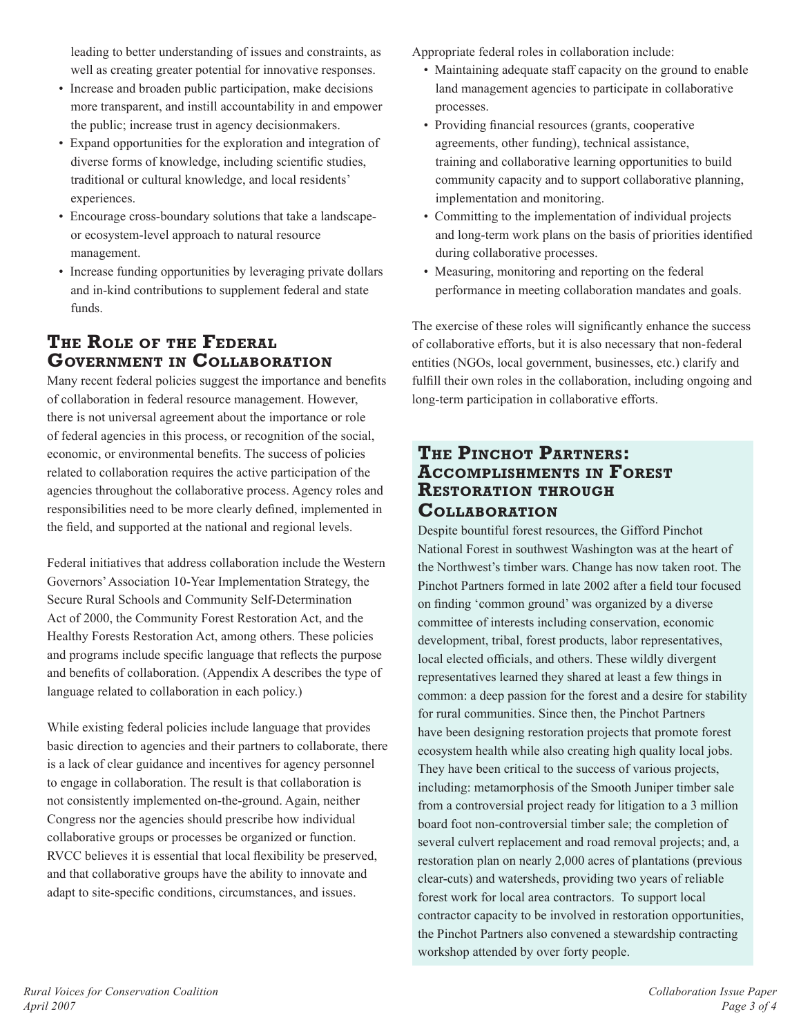leading to better understanding of issues and constraints, as well as creating greater potential for innovative responses.

- Increase and broaden public participation, make decisions more transparent, and instill accountability in and empower the public; increase trust in agency decisionmakers.
- Expand opportunities for the exploration and integration of diverse forms of knowledge, including scientific studies, traditional or cultural knowledge, and local residents' experiences.
- Encourage cross-boundary solutions that take a landscape- or ecosystem-level approach to natural resource management.
- Increase funding opportunities by leveraging private dollars and in-kind contributions to supplement federal and state funds.

## The Role of the Federal Government in Collaboration

Many recent federal policies suggest the importance and benefits of collaboration in federal resource management. However, there is not universal agreement about the importance or role of federal agencies in this process, or recognition of the social, economic, or environmental benefits. The success of policies related to collaboration requires the active participation of the agencies throughout the collaborative process. Agency roles and responsibilities need to be more clearly defined, implemented in the field, and supported at the national and regional levels.

Federal initiatives that address collaboration include the Western Governors' Association 10-Year Implementation Strategy, the Secure Rural Schools and Community Self-Determination Act of 2000, the Community Forest Restoration Act, and the Healthy Forests Restoration Act, among others. These policies and programs include specific language that reflects the purpose and benefits of collaboration. (Appendix A describes the type of language related to collaboration in each policy.)

While existing federal policies include language that provides basic direction to agencies and their partners to collaborate, there is a lack of clear guidance and incentives for agency personnel to engage in collaboration. The result is that collaboration is not consistently implemented on-the-ground. Again, neither Congress nor the agencies should prescribe how individual collaborative groups or processes be organized or function. RVCC believes it is essential that local flexibility be preserved, and that collaborative groups have the ability to innovate and adapt to site-specific conditions, circumstances, and issues.

Appropriate federal roles in collaboration include:

- Maintaining adequate staff capacity on the ground to enable land management agencies to participate in collaborative processes.
- Providing financial resources (grants, cooperative agreements, other funding), technical assistance, training and collaborative learning opportunities to build community capacity and to support collaborative planning, implementation and monitoring.
- Committing to the implementation of individual projects and long-term work plans on the basis of priorities identified during collaborative processes.
- Measuring, monitoring and reporting on the federal performance in meeting collaboration mandates and goals.

The exercise of these roles will significantly enhance the success of collaborative efforts, but it is also necessary that non-federal entities (NGOs, local government, businesses, etc.) clarify and fulfill their own roles in the collaboration, including ongoing and long-term participation in collaborative efforts.

## The Pinchot Partners: Accomplishments in Forest Restoration through Collaboration

Despite bountiful forest resources, the Gifford Pinchot National Forest in southwest Washington was at the heart of the Northwest's timber wars. Change has now taken root. The Pinchot Partners formed in late 2002 after a field tour focused on finding 'common ground' was organized by a diverse committee of interests including conservation, economic development, tribal, forest products, labor representatives, local elected officials, and others. These wildly divergent representatives learned they shared at least a few things in common: a deep passion for the forest and a desire for stability for rural communities. Since then, the Pinchot Partners have been designing restoration projects that promote forest ecosystem health while also creating high quality local jobs. They have been critical to the success of various projects, including: metamorphosis of the Smooth Juniper timber sale from a controversial project ready for litigation to a 3 million board foot non-controversial timber sale; the completion of several culvert replacement and road removal projects; and, a restoration plan on nearly 2,000 acres of plantations (previous clear-cuts) and watersheds, providing two years of reliable forest work for local area contractors. To support local contractor capacity to be involved in restoration opportunities, the Pinchot Partners also convened a stewardship contracting workshop attended by over forty people.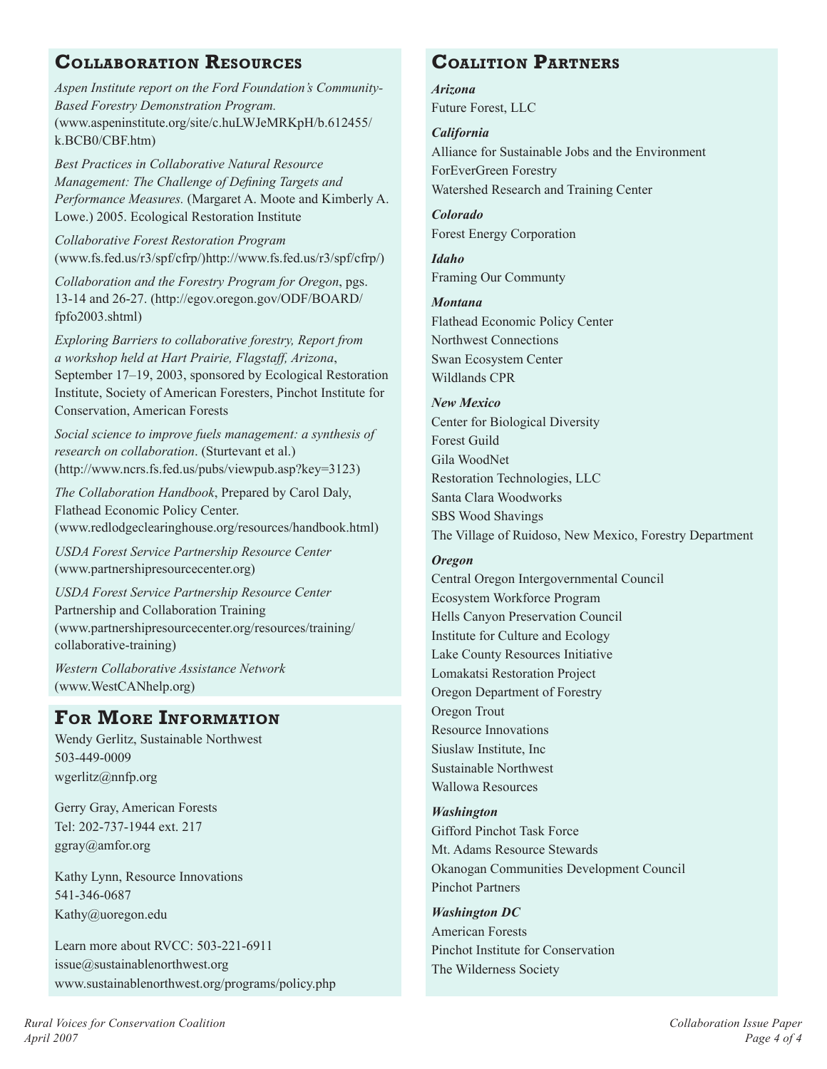## Collaboration Resources

*Aspen Institute report on the Ford Foundation's Community-Based Forestry Demonstration Program.* (www.aspeninstitute.org/site/c.huLWJeMRKpH/b.612455/k.BCB0/CBF.htm)

*Best Practices in Collaborative Natural Resource Management: The Challenge of Defining Targets and Performance Measures.* (Margaret A. Moote and Kimberly A. Lowe.) 2005. Ecological Restoration Institute

*Collaborative Forest Restoration Program* (www.fs.fed.us/r3/spf/cfrp/)http://www.fs.fed.us/r3/spf/cfrp/)

*Collaboration and the Forestry Program for Oregon*, pgs. 13-14 and 26-27. (http://egov.oregon.gov/ODF/BOARD/fpfo2003.shtml)

*Exploring Barriers to collaborative forestry, Report from a workshop held at Hart Prairie, Flagstaff, Arizona*, September 17–19, 2003, sponsored by Ecological Restoration Institute, Society of American Foresters, Pinchot Institute for Conservation, American Forests

*Social science to improve fuels management: a synthesis of research on collaboration*. (Sturtevant et al.) (http://www.ncrs.fs.fed.us/pubs/viewpub.asp?key=3123)

*The Collaboration Handbook*, Prepared by Carol Daly, Flathead Economic Policy Center. (www.redlodgeclearinghouse.org/resources/handbook.html)

*USDA Forest Service Partnership Resource Center* (www.partnershipresourcecenter.org)

*USDA Forest Service Partnership Resource Center* Partnership and Collaboration Training (www.partnershipresourcecenter.org/resources/training/collaborative-training)

*Western Collaborative Assistance Network* (www.WestCANhelp.org)

## For More Information

Wendy Gerlitz, Sustainable Northwest
503-449-0009
wgerlitz@nnfp.org

Gerry Gray, American Forests
Tel: 202-737-1944 ext. 217
ggray@amfor.org

Kathy Lynn, Resource Innovations
541-346-0687
Kathy@uoregon.edu

Learn more about RVCC: 503-221-6911
issue@sustainablenorthwest.org
www.sustainablenorthwest.org/programs/policy.php

## Coalition Partners

***Arizona***
Future Forest, LLC

***California***
Alliance for Sustainable Jobs and the Environment
ForEverGreen Forestry
Watershed Research and Training Center

***Colorado***
Forest Energy Corporation

***Idaho***
Framing Our Communty

***Montana***
Flathead Economic Policy Center
Northwest Connections
Swan Ecosystem Center
Wildlands CPR

***New Mexico***
Center for Biological Diversity
Forest Guild
Gila WoodNet
Restoration Technologies, LLC
Santa Clara Woodworks
SBS Wood Shavings
The Village of Ruidoso, New Mexico, Forestry Department

***Oregon***
Central Oregon Intergovernmental Council
Ecosystem Workforce Program
Hells Canyon Preservation Council
Institute for Culture and Ecology
Lake County Resources Initiative
Lomakatsi Restoration Project
Oregon Department of Forestry
Oregon Trout
Resource Innovations
Siuslaw Institute, Inc
Sustainable Northwest
Wallowa Resources

***Washington***
Gifford Pinchot Task Force
Mt. Adams Resource Stewards
Okanogan Communities Development Council
Pinchot Partners

***Washington DC***
American Forests
Pinchot Institute for Conservation
The Wilderness Society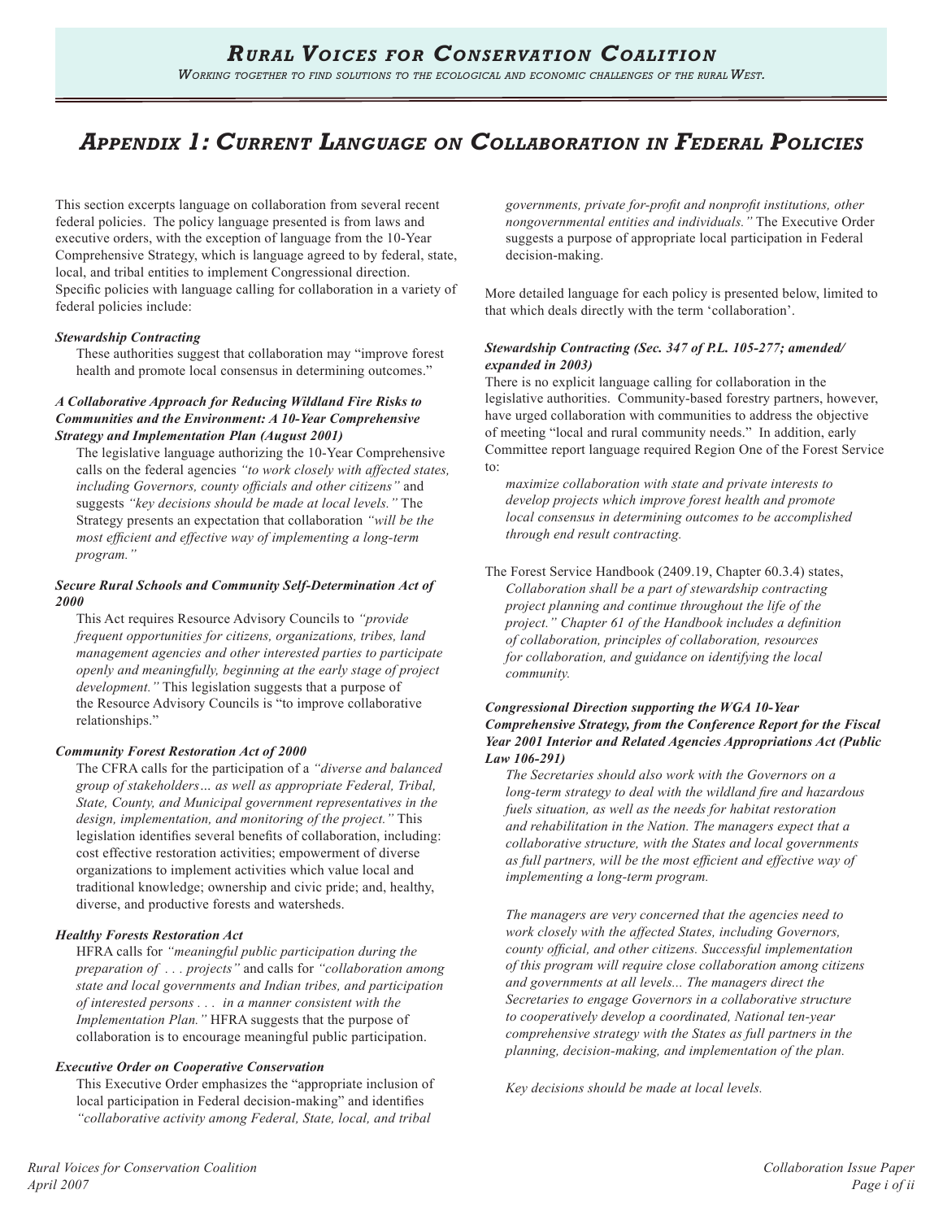# Appendix 1: Current Language on Collaboration in Federal Policies

This section excerpts language on collaboration from several recent federal policies. The policy language presented is from laws and executive orders, with the exception of language from the 10-Year Comprehensive Strategy, which is language agreed to by federal, state, local, and tribal entities to implement Congressional direction. Specific policies with language calling for collaboration in a variety of federal policies include:

***Stewardship Contracting***

These authorities suggest that collaboration may "improve forest health and promote local consensus in determining outcomes."

***A Collaborative Approach for Reducing Wildland Fire Risks to Communities and the Environment: A 10-Year Comprehensive Strategy and Implementation Plan (August 2001)***

The legislative language authorizing the 10-Year Comprehensive calls on the federal agencies *"to work closely with affected states, including Governors, county officials and other citizens"* and suggests *"key decisions should be made at local levels."* The Strategy presents an expectation that collaboration *"will be the most efficient and effective way of implementing a long-term program."*

***Secure Rural Schools and Community Self-Determination Act of 2000***

This Act requires Resource Advisory Councils to *"provide frequent opportunities for citizens, organizations, tribes, land management agencies and other interested parties to participate openly and meaningfully, beginning at the early stage of project development."* This legislation suggests that a purpose of the Resource Advisory Councils is "to improve collaborative relationships."

***Community Forest Restoration Act of 2000***

The CFRA calls for the participation of a *"diverse and balanced group of stakeholders… as well as appropriate Federal, Tribal, State, County, and Municipal government representatives in the design, implementation, and monitoring of the project."* This legislation identifies several benefits of collaboration, including: cost effective restoration activities; empowerment of diverse organizations to implement activities which value local and traditional knowledge; ownership and civic pride; and, healthy, diverse, and productive forests and watersheds.

***Healthy Forests Restoration Act***

HFRA calls for *"meaningful public participation during the preparation of . . . projects"* and calls for *"collaboration among state and local governments and Indian tribes, and participation of interested persons . . . in a manner consistent with the Implementation Plan."* HFRA suggests that the purpose of collaboration is to encourage meaningful public participation.

***Executive Order on Cooperative Conservation***

This Executive Order emphasizes the "appropriate inclusion of local participation in Federal decision-making" and identifies *"collaborative activity among Federal, State, local, and tribal governments, private for-profit and nonprofit institutions, other nongovernmental entities and individuals."* The Executive Order suggests a purpose of appropriate local participation in Federal decision-making.

More detailed language for each policy is presented below, limited to that which deals directly with the term 'collaboration'.

***Stewardship Contracting (Sec. 347 of P.L. 105-277; amended/expanded in 2003)***

There is no explicit language calling for collaboration in the legislative authorities. Community-based forestry partners, however, have urged collaboration with communities to address the objective of meeting "local and rural community needs." In addition, early Committee report language required Region One of the Forest Service to:

*maximize collaboration with state and private interests to develop projects which improve forest health and promote local consensus in determining outcomes to be accomplished through end result contracting.*

The Forest Service Handbook (2409.19, Chapter 60.3.4) states,

*Collaboration shall be a part of stewardship contracting project planning and continue throughout the life of the project." Chapter 61 of the Handbook includes a definition of collaboration, principles of collaboration, resources for collaboration, and guidance on identifying the local community.*

***Congressional Direction supporting the WGA 10-Year Comprehensive Strategy, from the Conference Report for the Fiscal Year 2001 Interior and Related Agencies Appropriations Act (Public Law 106-291)***

*The Secretaries should also work with the Governors on a long-term strategy to deal with the wildland fire and hazardous fuels situation, as well as the needs for habitat restoration and rehabilitation in the Nation. The managers expect that a collaborative structure, with the States and local governments as full partners, will be the most efficient and effective way of implementing a long-term program.*

*The managers are very concerned that the agencies need to work closely with the affected States, including Governors, county official, and other citizens. Successful implementation of this program will require close collaboration among citizens and governments at all levels... The managers direct the Secretaries to engage Governors in a collaborative structure to cooperatively develop a coordinated, National ten-year comprehensive strategy with the States as full partners in the planning, decision-making, and implementation of the plan.*

*Key decisions should be made at local levels.*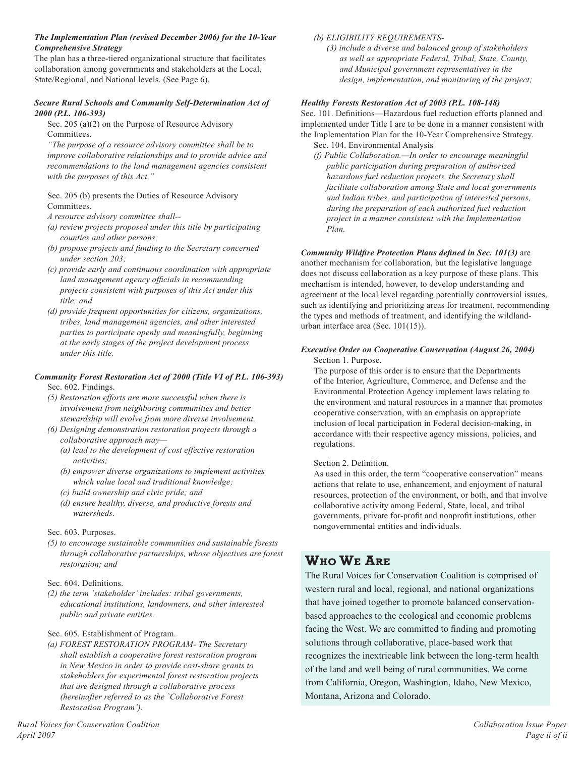***The Implementation Plan (revised December 2006) for the 10-Year Comprehensive Strategy***

The plan has a three-tiered organizational structure that facilitates collaboration among governments and stakeholders at the Local, State/Regional, and National levels. (See Page 6).

***Secure Rural Schools and Community Self-Determination Act of 2000 (P.L. 106-393)***

Sec. 205 (a)(2) on the Purpose of Resource Advisory Committees.

*"The purpose of a resource advisory committee shall be to improve collaborative relationships and to provide advice and recommendations to the land management agencies consistent with the purposes of this Act."*

Sec. 205 (b) presents the Duties of Resource Advisory Committees.

*A resource advisory committee shall--*

*(a) review projects proposed under this title by participating counties and other persons;*

*(b) propose projects and funding to the Secretary concerned under section 203;*

*(c) provide early and continuous coordination with appropriate land management agency officials in recommending projects consistent with purposes of this Act under this title; and*

*(d) provide frequent opportunities for citizens, organizations, tribes, land management agencies, and other interested parties to participate openly and meaningfully, beginning at the early stages of the project development process under this title.*

***Community Forest Restoration Act of 2000 (Title VI of P.L. 106-393)***

Sec. 602. Findings.

*(5) Restoration efforts are more successful when there is involvement from neighboring communities and better stewardship will evolve from more diverse involvement.*

*(6) Designing demonstration restoration projects through a collaborative approach may—*

*(a) lead to the development of cost effective restoration activities;*

*(b) empower diverse organizations to implement activities which value local and traditional knowledge;*

*(c) build ownership and civic pride; and*

*(d) ensure healthy, diverse, and productive forests and watersheds.*

Sec. 603. Purposes.

*(5) to encourage sustainable communities and sustainable forests through collaborative partnerships, whose objectives are forest restoration; and*

Sec. 604. Definitions.

*(2) the term `stakeholder' includes: tribal governments, educational institutions, landowners, and other interested public and private entities.*

Sec. 605. Establishment of Program.

*(a) FOREST RESTORATION PROGRAM- The Secretary shall establish a cooperative forest restoration program in New Mexico in order to provide cost-share grants to stakeholders for experimental forest restoration projects that are designed through a collaborative process (hereinafter referred to as the `Collaborative Forest Restoration Program').*

*(b) ELIGIBILITY REQUIREMENTS-*

*(3) include a diverse and balanced group of stakeholders as well as appropriate Federal, Tribal, State, County, and Municipal government representatives in the design, implementation, and monitoring of the project;*

***Healthy Forests Restoration Act of 2003 (P.L. 108-148)***

Sec. 101. Definitions—Hazardous fuel reduction efforts planned and implemented under Title I are to be done in a manner consistent with the Implementation Plan for the 10-Year Comprehensive Strategy.

Sec. 104. Environmental Analysis

*(f) Public Collaboration.—In order to encourage meaningful public participation during preparation of authorized hazardous fuel reduction projects, the Secretary shall facilitate collaboration among State and local governments and Indian tribes, and participation of interested persons, during the preparation of each authorized fuel reduction project in a manner consistent with the Implementation Plan.*

***Community Wildfire Protection Plans defined in Sec. 101(3)*** are another mechanism for collaboration, but the legislative language does not discuss collaboration as a key purpose of these plans. This mechanism is intended, however, to develop understanding and agreement at the local level regarding potentially controversial issues, such as identifying and prioritizing areas for treatment, recommending the types and methods of treatment, and identifying the wildland-urban interface area (Sec. 101(15)).

***Executive Order on Cooperative Conservation (August 26, 2004)***

Section 1. Purpose.

The purpose of this order is to ensure that the Departments of the Interior, Agriculture, Commerce, and Defense and the Environmental Protection Agency implement laws relating to the environment and natural resources in a manner that promotes cooperative conservation, with an emphasis on appropriate inclusion of local participation in Federal decision-making, in accordance with their respective agency missions, policies, and regulations.

Section 2. Definition.

As used in this order, the term "cooperative conservation" means actions that relate to use, enhancement, and enjoyment of natural resources, protection of the environment, or both, and that involve collaborative activity among Federal, State, local, and tribal governments, private for-profit and nonprofit institutions, other nongovernmental entities and individuals.

## Who We Are

The Rural Voices for Conservation Coalition is comprised of western rural and local, regional, and national organizations that have joined together to promote balanced conservation-based approaches to the ecological and economic problems facing the West. We are committed to finding and promoting solutions through collaborative, place-based work that recognizes the inextricable link between the long-term health of the land and well being of rural communities. We come from California, Oregon, Washington, Idaho, New Mexico, Montana, Arizona and Colorado.